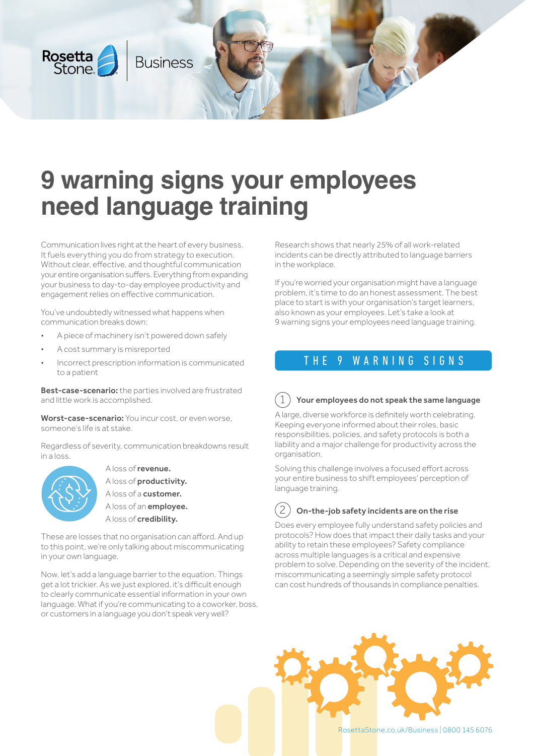Rosetta Stone | Business

# 9 warning signs your employees need language training

Communication lives right at the heart of every business. It fuels everything you do from strategy to execution. Without clear, effective, and thoughtful communication your entire organisation suffers. Everything from expanding your business to day-to-day employee productivity and engagement relies on effective communication.

You've undoubtedly witnessed what happens when communication breaks down:

- A piece of machinery isn't powered down safely
- A cost summary is misreported
- Incorrect prescription information is communicated to a patient

**Best-case-scenario:** the parties involved are frustrated and little work is accomplished.

**Worst-case-scenario:** You incur cost, or even worse, someone's life is at stake.

Regardless of severity, communication breakdowns result in a loss.

A loss of **revenue.**
A loss of **productivity.**
A loss of a **customer.**
A loss of an **employee.**
A loss of **credibility.**

These are losses that no organisation can afford. And up to this point, we're only talking about miscommunicating in your own language.

Now, let's add a language barrier to the equation. Things get a lot trickier. As we just explored, it's difficult enough to clearly communicate essential information in your own language. What if you're communicating to a coworker, boss, or customers in a language you don't speak very well?

Research shows that nearly 25% of all work-related incidents can be directly attributed to language barriers in the workplace.

If you're worried your organisation might have a language problem, it's time to do an honest assessment. The best place to start is with your organisation's target learners, also known as your employees. Let's take a look at 9 warning signs your employees need language training.

## THE 9 WARNING SIGNS

### 1 Your employees do not speak the same language

A large, diverse workforce is definitely worth celebrating. Keeping everyone informed about their roles, basic responsibilities, policies, and safety protocols is both a liability and a major challenge for productivity across the organisation.

Solving this challenge involves a focused effort across your entire business to shift employees' perception of language training.

### 2 On-the-job safety incidents are on the rise

Does every employee fully understand safety policies and protocols? How does that impact their daily tasks and your ability to retain these employees? Safety compliance across multiple languages is a critical and expensive problem to solve. Depending on the severity of the incident, miscommunicating a seemingly simple safety protocol can cost hundreds of thousands in compliance penalties.

RosettaStone.co.uk/Business | 0800 145 6076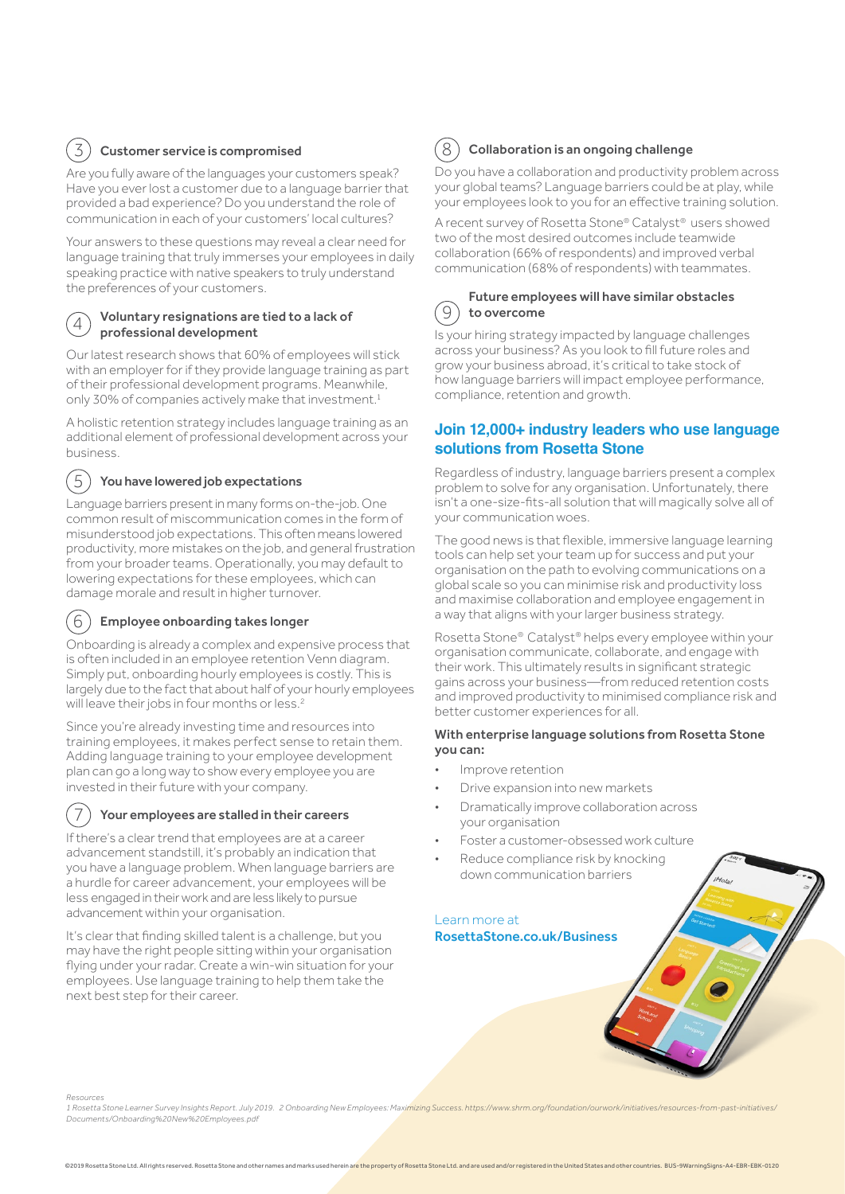### 3 Customer service is compromised

Are you fully aware of the languages your customers speak? Have you ever lost a customer due to a language barrier that provided a bad experience? Do you understand the role of communication in each of your customers' local cultures?

Your answers to these questions may reveal a clear need for language training that truly immerses your employees in daily speaking practice with native speakers to truly understand the preferences of your customers.

### 4 Voluntary resignations are tied to a lack of professional development

Our latest research shows that 60% of employees will stick with an employer for if they provide language training as part of their professional development programs. Meanwhile, only 30% of companies actively make that investment.[1]

A holistic retention strategy includes language training as an additional element of professional development across your business.

### 5 You have lowered job expectations

Language barriers present in many forms on-the-job. One common result of miscommunication comes in the form of misunderstood job expectations. This often means lowered productivity, more mistakes on the job, and general frustration from your broader teams. Operationally, you may default to lowering expectations for these employees, which can damage morale and result in higher turnover.

### 6 Employee onboarding takes longer

Onboarding is already a complex and expensive process that is often included in an employee retention Venn diagram. Simply put, onboarding hourly employees is costly. This is largely due to the fact that about half of your hourly employees will leave their jobs in four months or less.[2]

Since you're already investing time and resources into training employees, it makes perfect sense to retain them. Adding language training to your employee development plan can go a long way to show every employee you are invested in their future with your company.

### 7 Your employees are stalled in their careers

If there's a clear trend that employees are at a career advancement standstill, it's probably an indication that you have a language problem. When language barriers are a hurdle for career advancement, your employees will be less engaged in their work and are less likely to pursue advancement within your organisation.

It's clear that finding skilled talent is a challenge, but you may have the right people sitting within your organisation flying under your radar. Create a win-win situation for your employees. Use language training to help them take the next best step for their career.

### 8 Collaboration is an ongoing challenge

Do you have a collaboration and productivity problem across your global teams? Language barriers could be at play, while your employees look to you for an effective training solution.

A recent survey of Rosetta Stone® Catalyst® users showed two of the most desired outcomes include teamwide collaboration (66% of respondents) and improved verbal communication (68% of respondents) with teammates.

### 9 Future employees will have similar obstacles to overcome

Is your hiring strategy impacted by language challenges across your business? As you look to fill future roles and grow your business abroad, it's critical to take stock of how language barriers will impact employee performance, compliance, retention and growth.

## Join 12,000+ industry leaders who use language solutions from Rosetta Stone

Regardless of industry, language barriers present a complex problem to solve for any organisation. Unfortunately, there isn't a one-size-fits-all solution that will magically solve all of your communication woes.

The good news is that flexible, immersive language learning tools can help set your team up for success and put your organisation on the path to evolving communications on a global scale so you can minimise risk and productivity loss and maximise collaboration and employee engagement in a way that aligns with your larger business strategy.

Rosetta Stone® Catalyst® helps every employee within your organisation communicate, collaborate, and engage with their work. This ultimately results in significant strategic gains across your business—from reduced retention costs and improved productivity to minimised compliance risk and better customer experiences for all.

**With enterprise language solutions from Rosetta Stone you can:**

- Improve retention
- Drive expansion into new markets
- Dramatically improve collaboration across your organisation
- Foster a customer-obsessed work culture
- Reduce compliance risk by knocking down communication barriers

Learn more at **RosettaStone.co.uk/Business**

*Resources*
*1 Rosetta Stone Learner Survey Insights Report. July 2019. 2 Onboarding New Employees: Maximizing Success. https://www.shrm.org/foundation/ourwork/initiatives/resources-from-past-initiatives/Documents/Onboarding%20New%20Employees.pdf*

©2019 Rosetta Stone Ltd. All rights reserved. Rosetta Stone and other names and marks used herein are the property of Rosetta Stone Ltd. and are used and/or registered in the United States and other countries. BUS-9WarningSigns-A4-EBR-EBK-0120